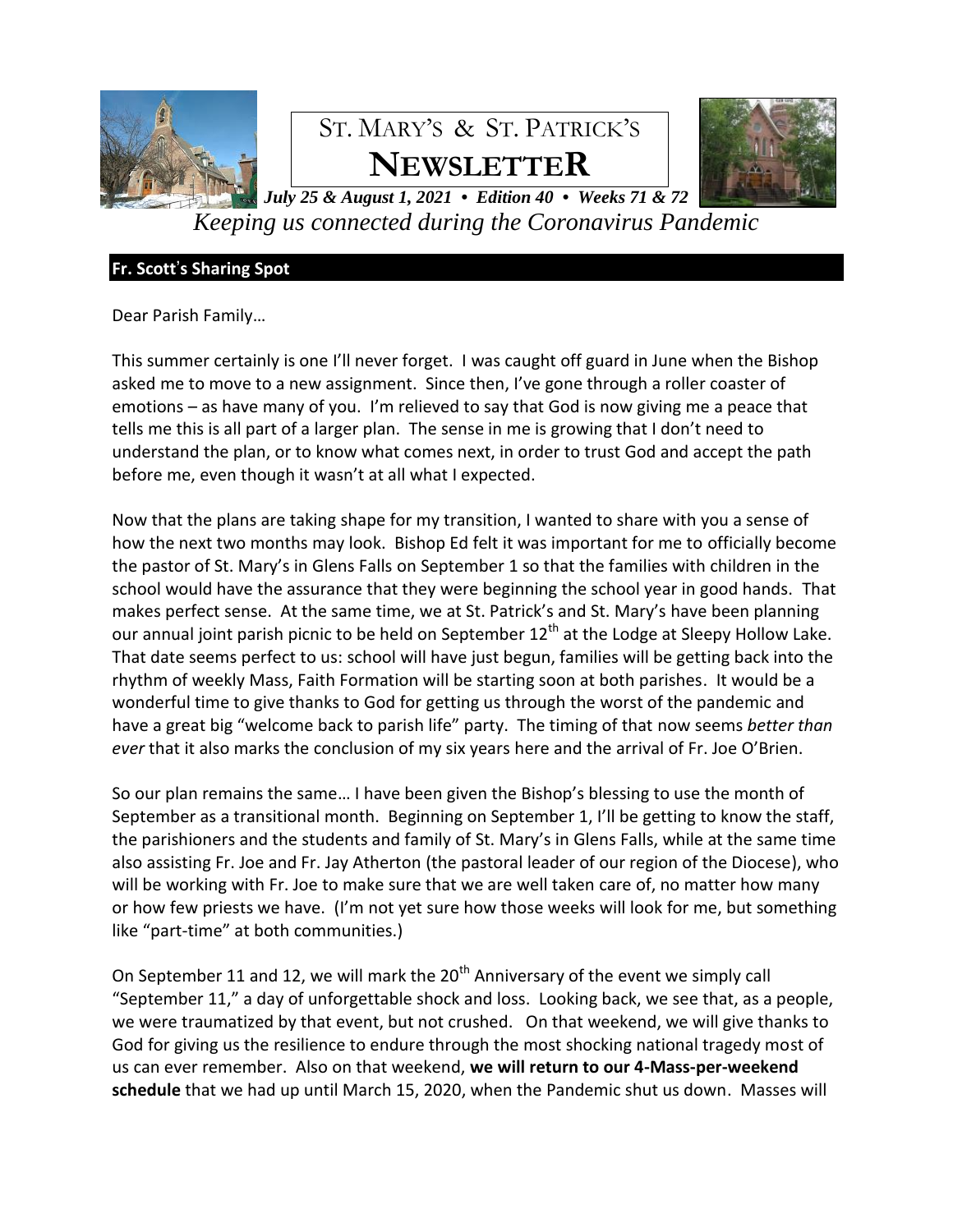# ST. MARY'S & ST. PATRICK'S NEWSLETTER

***July 25 & August 1, 2021 • Edition 40 • Weeks 71 & 72***

*Keeping us connected during the Coronavirus Pandemic*

## Fr. Scott's Sharing Spot

Dear Parish Family…

This summer certainly is one I'll never forget. I was caught off guard in June when the Bishop asked me to move to a new assignment. Since then, I've gone through a roller coaster of emotions – as have many of you. I'm relieved to say that God is now giving me a peace that tells me this is all part of a larger plan. The sense in me is growing that I don't need to understand the plan, or to know what comes next, in order to trust God and accept the path before me, even though it wasn't at all what I expected.

Now that the plans are taking shape for my transition, I wanted to share with you a sense of how the next two months may look. Bishop Ed felt it was important for me to officially become the pastor of St. Mary's in Glens Falls on September 1 so that the families with children in the school would have the assurance that they were beginning the school year in good hands. That makes perfect sense. At the same time, we at St. Patrick's and St. Mary's have been planning our annual joint parish picnic to be held on September 12th at the Lodge at Sleepy Hollow Lake. That date seems perfect to us: school will have just begun, families will be getting back into the rhythm of weekly Mass, Faith Formation will be starting soon at both parishes. It would be a wonderful time to give thanks to God for getting us through the worst of the pandemic and have a great big "welcome back to parish life" party. The timing of that now seems *better than ever* that it also marks the conclusion of my six years here and the arrival of Fr. Joe O'Brien.

So our plan remains the same… I have been given the Bishop's blessing to use the month of September as a transitional month. Beginning on September 1, I'll be getting to know the staff, the parishioners and the students and family of St. Mary's in Glens Falls, while at the same time also assisting Fr. Joe and Fr. Jay Atherton (the pastoral leader of our region of the Diocese), who will be working with Fr. Joe to make sure that we are well taken care of, no matter how many or how few priests we have. (I'm not yet sure how those weeks will look for me, but something like "part-time" at both communities.)

On September 11 and 12, we will mark the 20th Anniversary of the event we simply call "September 11," a day of unforgettable shock and loss. Looking back, we see that, as a people, we were traumatized by that event, but not crushed. On that weekend, we will give thanks to God for giving us the resilience to endure through the most shocking national tragedy most of us can ever remember. Also on that weekend, **we will return to our 4-Mass-per-weekend schedule** that we had up until March 15, 2020, when the Pandemic shut us down. Masses will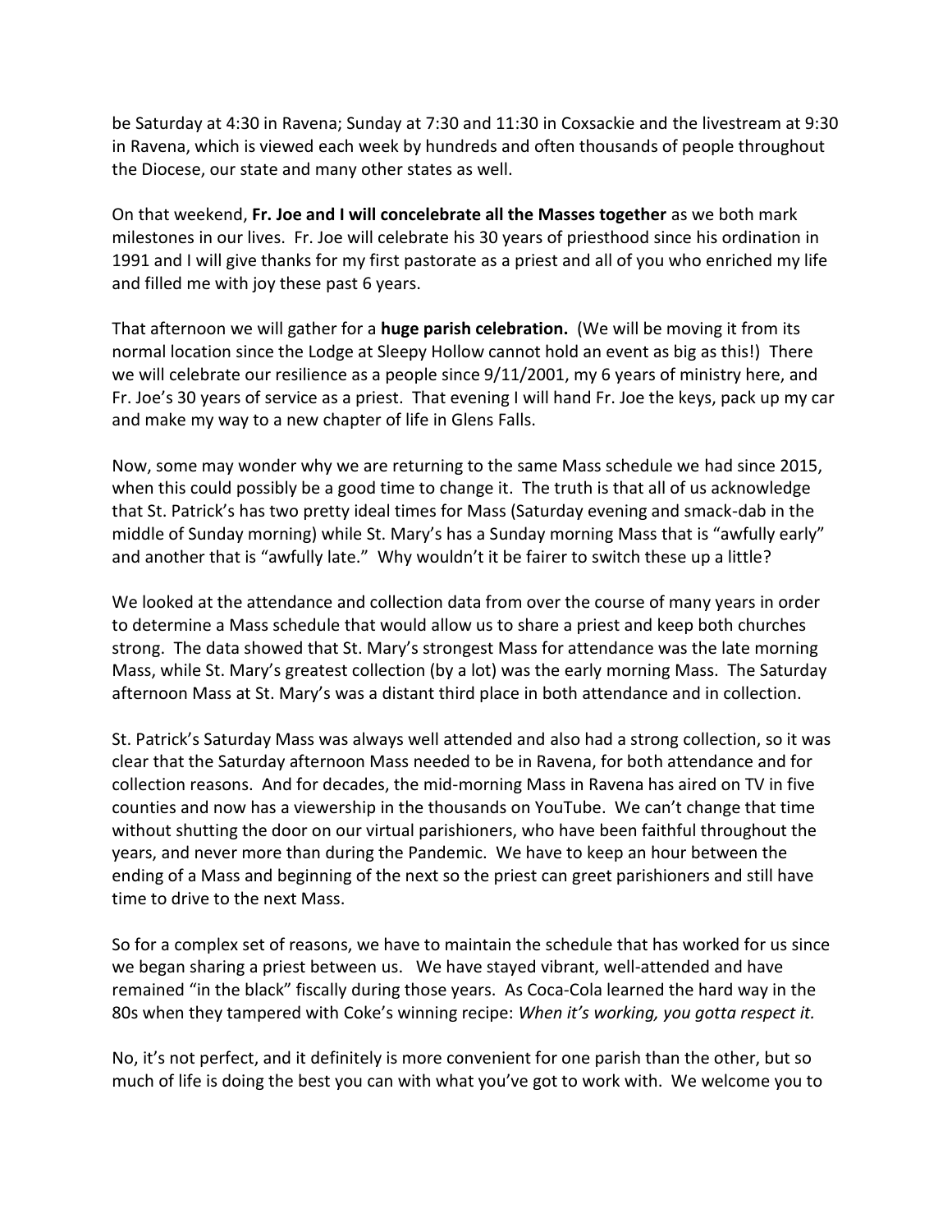be Saturday at 4:30 in Ravena; Sunday at 7:30 and 11:30 in Coxsackie and the livestream at 9:30 in Ravena, which is viewed each week by hundreds and often thousands of people throughout the Diocese, our state and many other states as well.

On that weekend, **Fr. Joe and I will concelebrate all the Masses together** as we both mark milestones in our lives. Fr. Joe will celebrate his 30 years of priesthood since his ordination in 1991 and I will give thanks for my first pastorate as a priest and all of you who enriched my life and filled me with joy these past 6 years.

That afternoon we will gather for a **huge parish celebration.** (We will be moving it from its normal location since the Lodge at Sleepy Hollow cannot hold an event as big as this!) There we will celebrate our resilience as a people since 9/11/2001, my 6 years of ministry here, and Fr. Joe's 30 years of service as a priest. That evening I will hand Fr. Joe the keys, pack up my car and make my way to a new chapter of life in Glens Falls.

Now, some may wonder why we are returning to the same Mass schedule we had since 2015, when this could possibly be a good time to change it. The truth is that all of us acknowledge that St. Patrick's has two pretty ideal times for Mass (Saturday evening and smack-dab in the middle of Sunday morning) while St. Mary's has a Sunday morning Mass that is "awfully early" and another that is "awfully late." Why wouldn't it be fairer to switch these up a little?

We looked at the attendance and collection data from over the course of many years in order to determine a Mass schedule that would allow us to share a priest and keep both churches strong. The data showed that St. Mary's strongest Mass for attendance was the late morning Mass, while St. Mary's greatest collection (by a lot) was the early morning Mass. The Saturday afternoon Mass at St. Mary's was a distant third place in both attendance and in collection.

St. Patrick's Saturday Mass was always well attended and also had a strong collection, so it was clear that the Saturday afternoon Mass needed to be in Ravena, for both attendance and for collection reasons. And for decades, the mid-morning Mass in Ravena has aired on TV in five counties and now has a viewership in the thousands on YouTube. We can't change that time without shutting the door on our virtual parishioners, who have been faithful throughout the years, and never more than during the Pandemic. We have to keep an hour between the ending of a Mass and beginning of the next so the priest can greet parishioners and still have time to drive to the next Mass.

So for a complex set of reasons, we have to maintain the schedule that has worked for us since we began sharing a priest between us. We have stayed vibrant, well-attended and have remained "in the black" fiscally during those years. As Coca-Cola learned the hard way in the 80s when they tampered with Coke's winning recipe: *When it's working, you gotta respect it.*

No, it's not perfect, and it definitely is more convenient for one parish than the other, but so much of life is doing the best you can with what you've got to work with. We welcome you to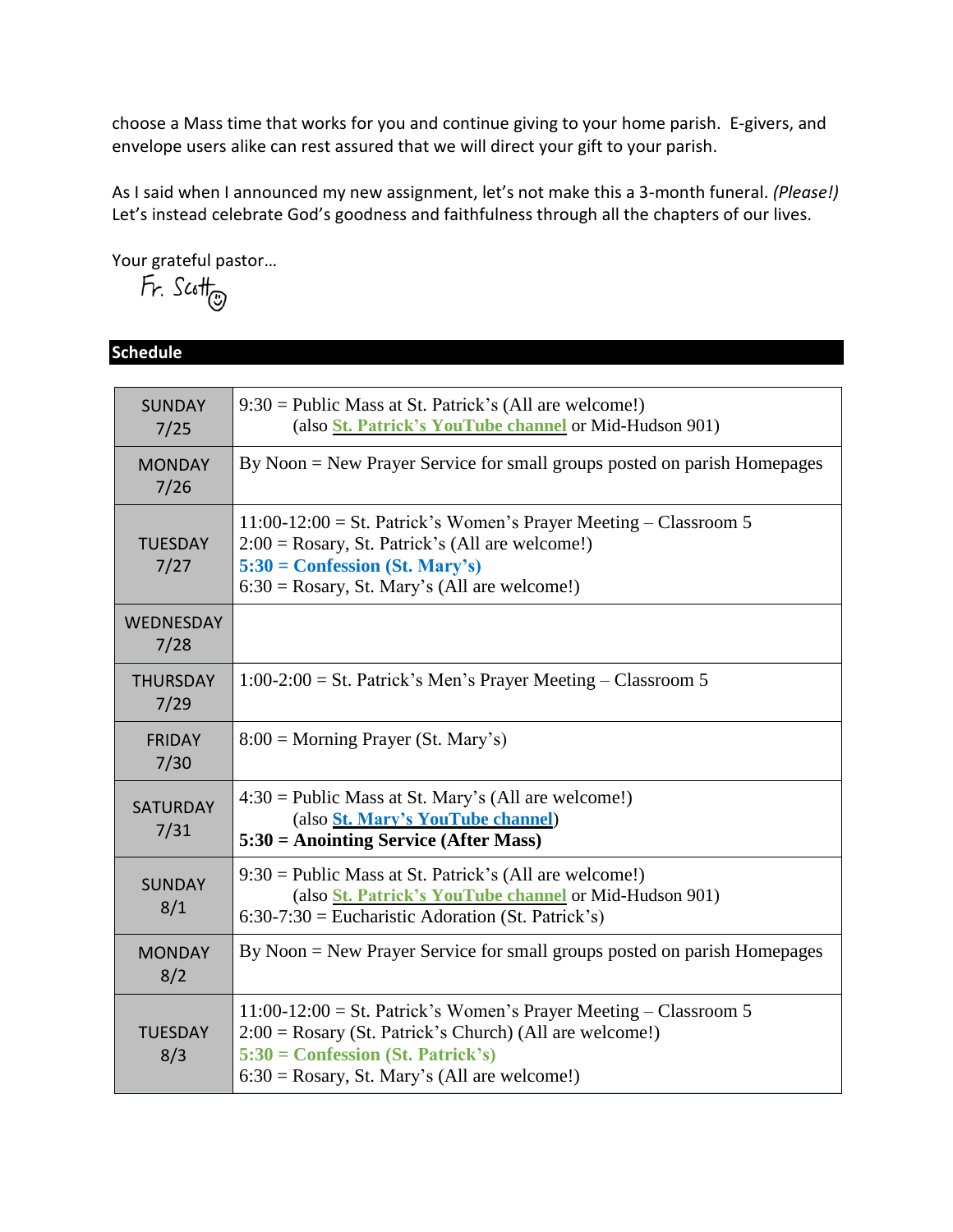choose a Mass time that works for you and continue giving to your home parish. E-givers, and envelope users alike can rest assured that we will direct your gift to your parish.

As I said when I announced my new assignment, let's not make this a 3-month funeral. *(Please!)* Let's instead celebrate God's goodness and faithfulness through all the chapters of our lives.

Your grateful pastor…

Fr. Scott ☺

## Schedule

| | |
|---|---|
| SUNDAY 7/25 | 9:30 = Public Mass at St. Patrick's (All are welcome!)<br>(also **St. Patrick's YouTube channel** or Mid-Hudson 901) |
| MONDAY 7/26 | By Noon = New Prayer Service for small groups posted on parish Homepages |
| TUESDAY 7/27 | 11:00-12:00 = St. Patrick's Women's Prayer Meeting – Classroom 5<br>2:00 = Rosary, St. Patrick's (All are welcome!)<br>**5:30 = Confession (St. Mary's)**<br>6:30 = Rosary, St. Mary's (All are welcome!) |
| WEDNESDAY 7/28 | |
| THURSDAY 7/29 | 1:00-2:00 = St. Patrick's Men's Prayer Meeting – Classroom 5 |
| FRIDAY 7/30 | 8:00 = Morning Prayer (St. Mary's) |
| SATURDAY 7/31 | 4:30 = Public Mass at St. Mary's (All are welcome!)<br>(also **St. Mary's YouTube channel**)<br>**5:30 = Anointing Service (After Mass)** |
| SUNDAY 8/1 | 9:30 = Public Mass at St. Patrick's (All are welcome!)<br>(also **St. Patrick's YouTube channel** or Mid-Hudson 901)<br>6:30-7:30 = Eucharistic Adoration (St. Patrick's) |
| MONDAY 8/2 | By Noon = New Prayer Service for small groups posted on parish Homepages |
| TUESDAY 8/3 | 11:00-12:00 = St. Patrick's Women's Prayer Meeting – Classroom 5<br>2:00 = Rosary (St. Patrick's Church) (All are welcome!)<br>**5:30 = Confession (St. Patrick's)**<br>6:30 = Rosary, St. Mary's (All are welcome!) |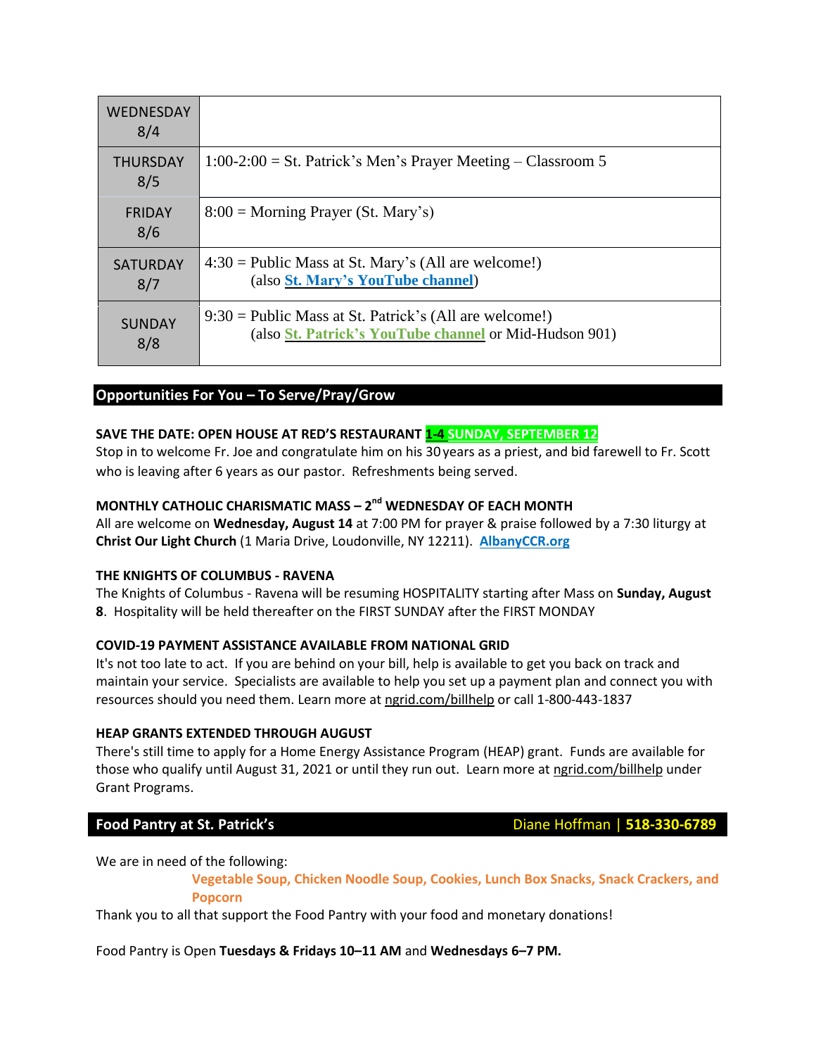| WEDNESDAY 8/4 | |
|---|---|
| THURSDAY 8/5 | 1:00-2:00 = St. Patrick's Men's Prayer Meeting – Classroom 5 |
| FRIDAY 8/6 | 8:00 = Morning Prayer (St. Mary's) |
| SATURDAY 8/7 | 4:30 = Public Mass at St. Mary's (All are welcome!) (also **St. Mary's YouTube channel**) |
| SUNDAY 8/8 | 9:30 = Public Mass at St. Patrick's (All are welcome!) (also **St. Patrick's YouTube channel** or Mid-Hudson 901) |

## Opportunities For You – To Serve/Pray/Grow

**SAVE THE DATE: OPEN HOUSE AT RED'S RESTAURANT 1-4 SUNDAY, SEPTEMBER 12**

Stop in to welcome Fr. Joe and congratulate him on his 30 years as a priest, and bid farewell to Fr. Scott who is leaving after 6 years as our pastor. Refreshments being served.

**MONTHLY CATHOLIC CHARISMATIC MASS – 2nd WEDNESDAY OF EACH MONTH**

All are welcome on **Wednesday, August 14** at 7:00 PM for prayer & praise followed by a 7:30 liturgy at **Christ Our Light Church** (1 Maria Drive, Loudonville, NY 12211). **AlbanyCCR.org**

**THE KNIGHTS OF COLUMBUS - RAVENA**

The Knights of Columbus - Ravena will be resuming HOSPITALITY starting after Mass on **Sunday, August 8**. Hospitality will be held thereafter on the FIRST SUNDAY after the FIRST MONDAY

**COVID-19 PAYMENT ASSISTANCE AVAILABLE FROM NATIONAL GRID**

It's not too late to act. If you are behind on your bill, help is available to get you back on track and maintain your service. Specialists are available to help you set up a payment plan and connect you with resources should you need them. Learn more at ngrid.com/billhelp or call 1-800-443-1837

**HEAP GRANTS EXTENDED THROUGH AUGUST**

There's still time to apply for a Home Energy Assistance Program (HEAP) grant. Funds are available for those who qualify until August 31, 2021 or until they run out. Learn more at ngrid.com/billhelp under Grant Programs.

## Food Pantry at St. Patrick's — Diane Hoffman | 518-330-6789

We are in need of the following:

**Vegetable Soup, Chicken Noodle Soup, Cookies, Lunch Box Snacks, Snack Crackers, and Popcorn**

Thank you to all that support the Food Pantry with your food and monetary donations!

Food Pantry is Open **Tuesdays & Fridays 10–11 AM** and **Wednesdays 6–7 PM.**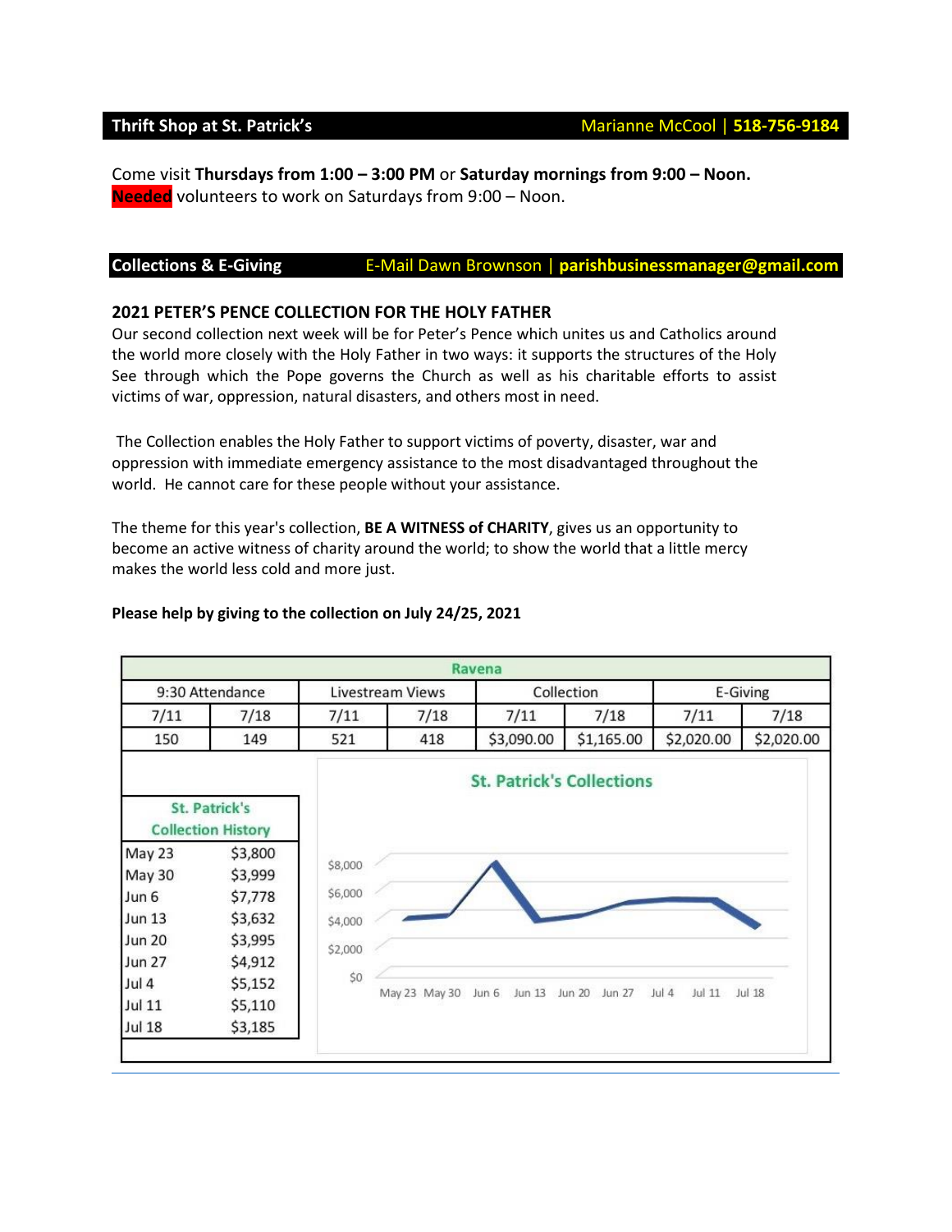## Thrift Shop at St. Patrick's

Marianne McCool | **518-756-9184**

Come visit **Thursdays from 1:00 – 3:00 PM** or **Saturday mornings from 9:00 – Noon.**
**Needed** volunteers to work on Saturdays from 9:00 – Noon.

## Collections & E-Giving

E-Mail Dawn Brownson | **parishbusinessmanager@gmail.com**

### 2021 PETER'S PENCE COLLECTION FOR THE HOLY FATHER

Our second collection next week will be for Peter's Pence which unites us and Catholics around the world more closely with the Holy Father in two ways: it supports the structures of the Holy See through which the Pope governs the Church as well as his charitable efforts to assist victims of war, oppression, natural disasters, and others most in need.

The Collection enables the Holy Father to support victims of poverty, disaster, war and oppression with immediate emergency assistance to the most disadvantaged throughout the world. He cannot care for these people without your assistance.

The theme for this year's collection, **BE A WITNESS of CHARITY**, gives us an opportunity to become an active witness of charity around the world; to show the world that a little mercy makes the world less cold and more just.

**Please help by giving to the collection on July 24/25, 2021**

**Ravena**

| 9:30 Attendance | | Livestream Views | | Collection | | E-Giving | |
|---|---|---|---|---|---|---|---|
| 7/11 | 7/18 | 7/11 | 7/18 | 7/11 | 7/18 | 7/11 | 7/18 |
| 150 | 149 | 521 | 418 | $3,090.00 | $1,165.00 | $2,020.00 | $2,020.00 |

**St. Patrick's Collection History**

| Date | Amount |
|---|---|
| May 23 | $3,800 |
| May 30 | $3,999 |
| Jun 6 | $7,778 |
| Jun 13 | $3,632 |
| Jun 20 | $3,995 |
| Jun 27 | $4,912 |
| Jul 4 | $5,152 |
| Jul 11 | $5,110 |
| Jul 18 | $3,185 |

**St. Patrick's Collections**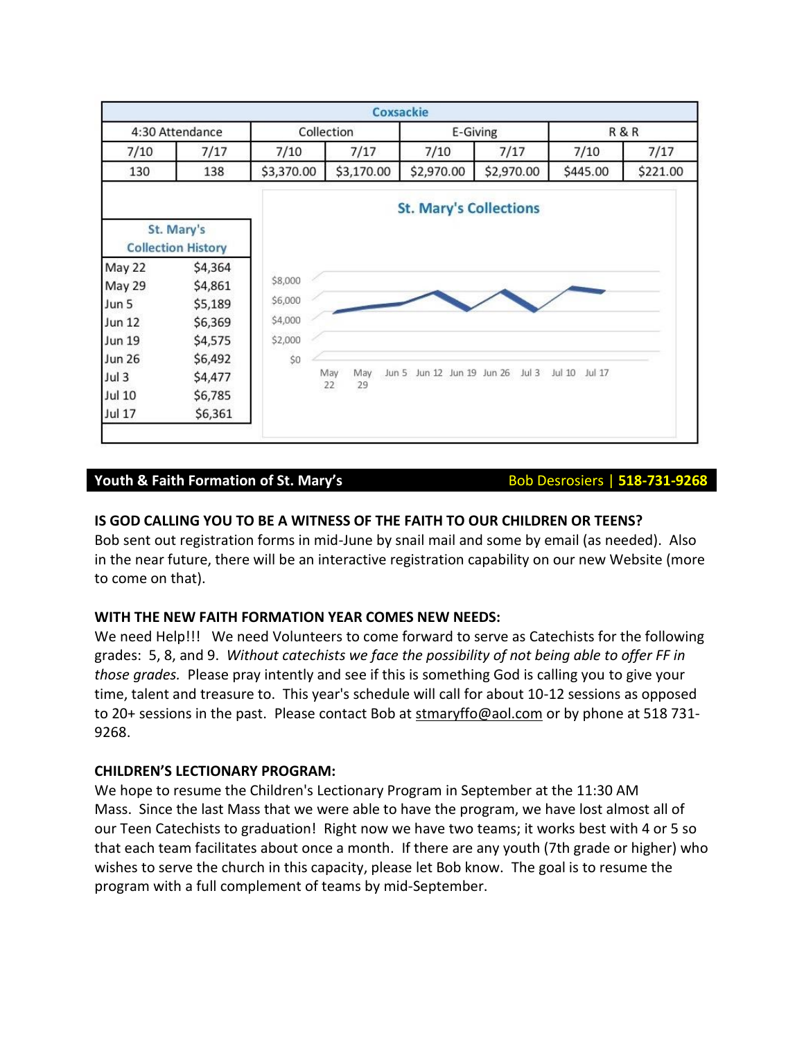| Coxsackie | | | | | | | |
|---|---|---|---|---|---|---|---|
| 4:30 Attendance | | Collection | | E-Giving | | R & R | |
| 7/10 | 7/17 | 7/10 | 7/17 | 7/10 | 7/17 | 7/10 | 7/17 |
| 130 | 138 | $3,370.00 | $3,170.00 | $2,970.00 | $2,970.00 | $445.00 | $221.00 |

**St. Mary's Collection History**

| Date | Amount |
|---|---|
| May 22 | $4,364 |
| May 29 | $4,861 |
| Jun 5 | $5,189 |
| Jun 12 | $6,369 |
| Jun 19 | $4,575 |
| Jun 26 | $6,492 |
| Jul 3 | $4,477 |
| Jul 10 | $6,785 |
| Jul 17 | $6,361 |

**St. Mary's Collections**

## Youth & Faith Formation of St. Mary's

Bob Desrosiers | **518-731-9268**

**IS GOD CALLING YOU TO BE A WITNESS OF THE FAITH TO OUR CHILDREN OR TEENS?**
Bob sent out registration forms in mid-June by snail mail and some by email (as needed). Also in the near future, there will be an interactive registration capability on our new Website (more to come on that).

**WITH THE NEW FAITH FORMATION YEAR COMES NEW NEEDS:**
We need Help!!! We need Volunteers to come forward to serve as Catechists for the following grades: 5, 8, and 9. *Without catechists we face the possibility of not being able to offer FF in those grades.* Please pray intently and see if this is something God is calling you to give your time, talent and treasure to. This year's schedule will call for about 10-12 sessions as opposed to 20+ sessions in the past. Please contact Bob at stmaryffo@aol.com or by phone at 518 731-9268.

**CHILDREN'S LECTIONARY PROGRAM:**
We hope to resume the Children's Lectionary Program in September at the 11:30 AM Mass. Since the last Mass that we were able to have the program, we have lost almost all of our Teen Catechists to graduation! Right now we have two teams; it works best with 4 or 5 so that each team facilitates about once a month. If there are any youth (7th grade or higher) who wishes to serve the church in this capacity, please let Bob know. The goal is to resume the program with a full complement of teams by mid-September.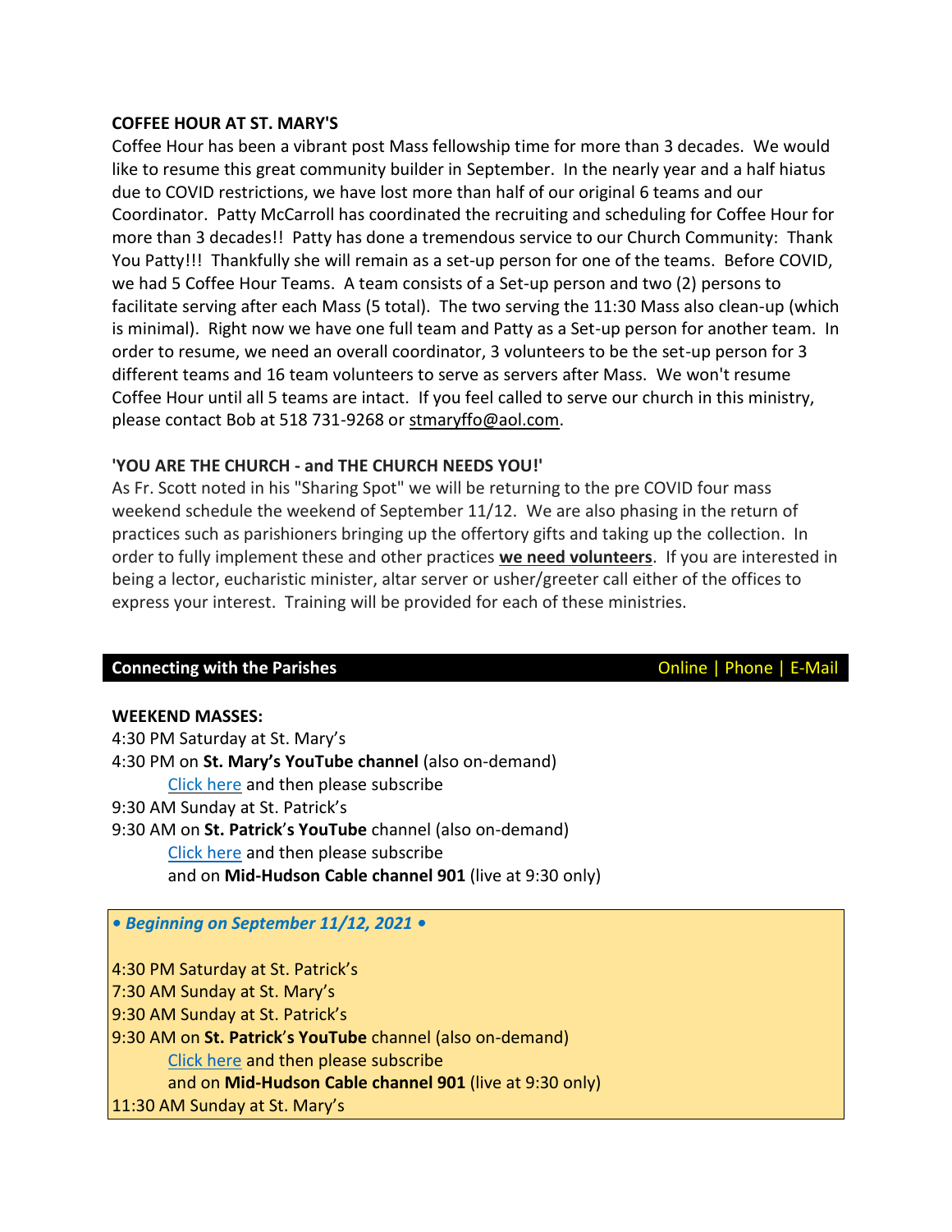**COFFEE HOUR AT ST. MARY'S**

Coffee Hour has been a vibrant post Mass fellowship time for more than 3 decades. We would like to resume this great community builder in September. In the nearly year and a half hiatus due to COVID restrictions, we have lost more than half of our original 6 teams and our Coordinator. Patty McCarroll has coordinated the recruiting and scheduling for Coffee Hour for more than 3 decades!! Patty has done a tremendous service to our Church Community: Thank You Patty!!! Thankfully she will remain as a set-up person for one of the teams. Before COVID, we had 5 Coffee Hour Teams. A team consists of a Set-up person and two (2) persons to facilitate serving after each Mass (5 total). The two serving the 11:30 Mass also clean-up (which is minimal). Right now we have one full team and Patty as a Set-up person for another team. In order to resume, we need an overall coordinator, 3 volunteers to be the set-up person for 3 different teams and 16 team volunteers to serve as servers after Mass. We won't resume Coffee Hour until all 5 teams are intact. If you feel called to serve our church in this ministry, please contact Bob at 518 731-9268 or stmaryffo@aol.com.

**'YOU ARE THE CHURCH - and THE CHURCH NEEDS YOU!'**

As Fr. Scott noted in his "Sharing Spot" we will be returning to the pre COVID four mass weekend schedule the weekend of September 11/12. We are also phasing in the return of practices such as parishioners bringing up the offertory gifts and taking up the collection. In order to fully implement these and other practices **we need volunteers**. If you are interested in being a lector, eucharistic minister, altar server or usher/greeter call either of the offices to express your interest. Training will be provided for each of these ministries.

## Connecting with the Parishes — Online | Phone | E-Mail

**WEEKEND MASSES:**

4:30 PM Saturday at St. Mary's
4:30 PM on **St. Mary's YouTube channel** (also on-demand)
Click here and then please subscribe
9:30 AM Sunday at St. Patrick's
9:30 AM on **St. Patrick's YouTube** channel (also on-demand)
Click here and then please subscribe
and on **Mid-Hudson Cable channel 901** (live at 9:30 only)

*• Beginning on September 11/12, 2021 •*

4:30 PM Saturday at St. Patrick's
7:30 AM Sunday at St. Mary's
9:30 AM Sunday at St. Patrick's
9:30 AM on **St. Patrick's YouTube** channel (also on-demand)
Click here and then please subscribe
and on **Mid-Hudson Cable channel 901** (live at 9:30 only)
11:30 AM Sunday at St. Mary's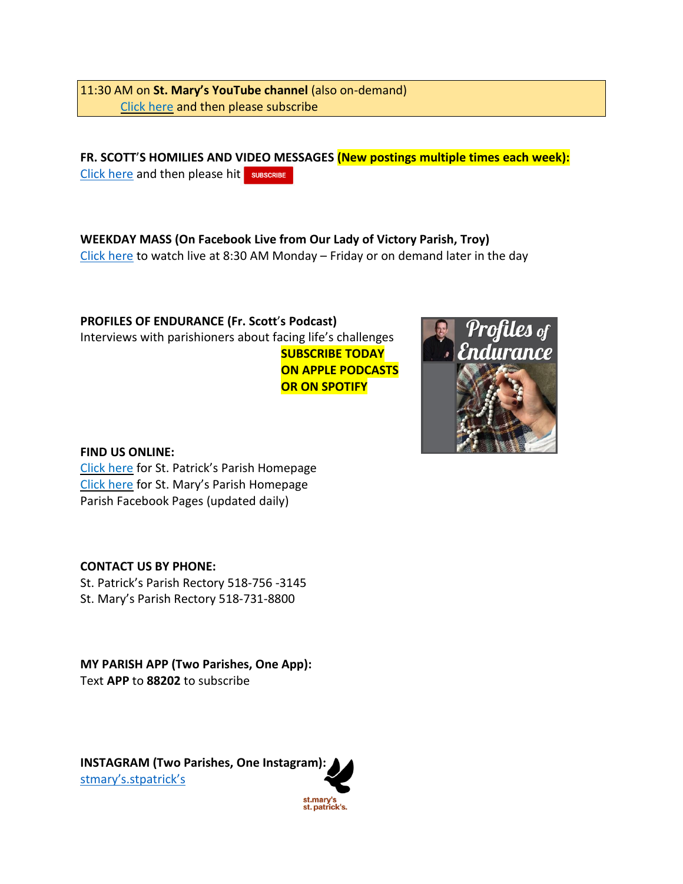11:30 AM on **St. Mary's YouTube channel** (also on-demand)
Click here and then please subscribe

**FR. SCOTT'S HOMILIES AND VIDEO MESSAGES (New postings multiple times each week):**
Click here and then please hit SUBSCRIBE

**WEEKDAY MASS (On Facebook Live from Our Lady of Victory Parish, Troy)**
Click here to watch live at 8:30 AM Monday – Friday or on demand later in the day

**PROFILES OF ENDURANCE (Fr. Scott's Podcast)**
Interviews with parishioners about facing life's challenges

**SUBSCRIBE TODAY ON APPLE PODCASTS OR ON SPOTIFY**

**FIND US ONLINE:**
Click here for St. Patrick's Parish Homepage
Click here for St. Mary's Parish Homepage
Parish Facebook Pages (updated daily)

**CONTACT US BY PHONE:**
St. Patrick's Parish Rectory 518-756 -3145
St. Mary's Parish Rectory 518-731-8800

**MY PARISH APP (Two Parishes, One App):**
Text **APP** to **88202** to subscribe

**INSTAGRAM (Two Parishes, One Instagram):**
stmary's.stpatrick's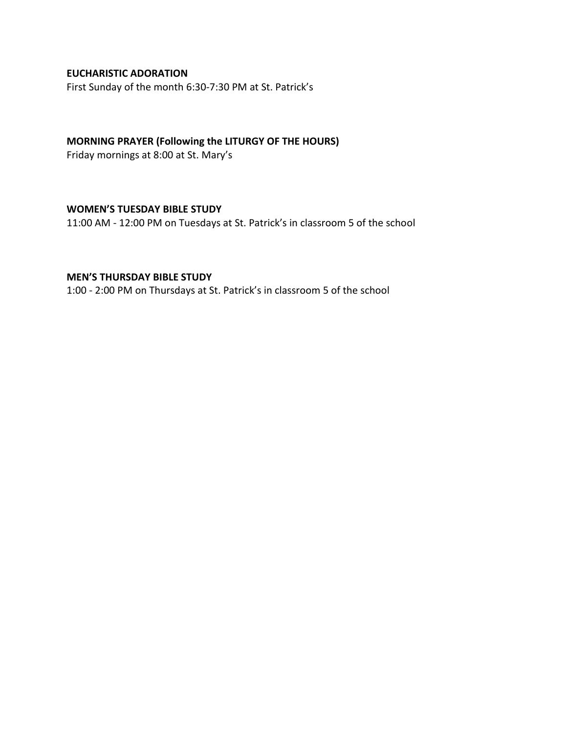**EUCHARISTIC ADORATION**

First Sunday of the month 6:30-7:30 PM at St. Patrick's

**MORNING PRAYER (Following the LITURGY OF THE HOURS)**

Friday mornings at 8:00 at St. Mary's

**WOMEN'S TUESDAY BIBLE STUDY**

11:00 AM - 12:00 PM on Tuesdays at St. Patrick's in classroom 5 of the school

**MEN'S THURSDAY BIBLE STUDY**

1:00 - 2:00 PM on Thursdays at St. Patrick's in classroom 5 of the school